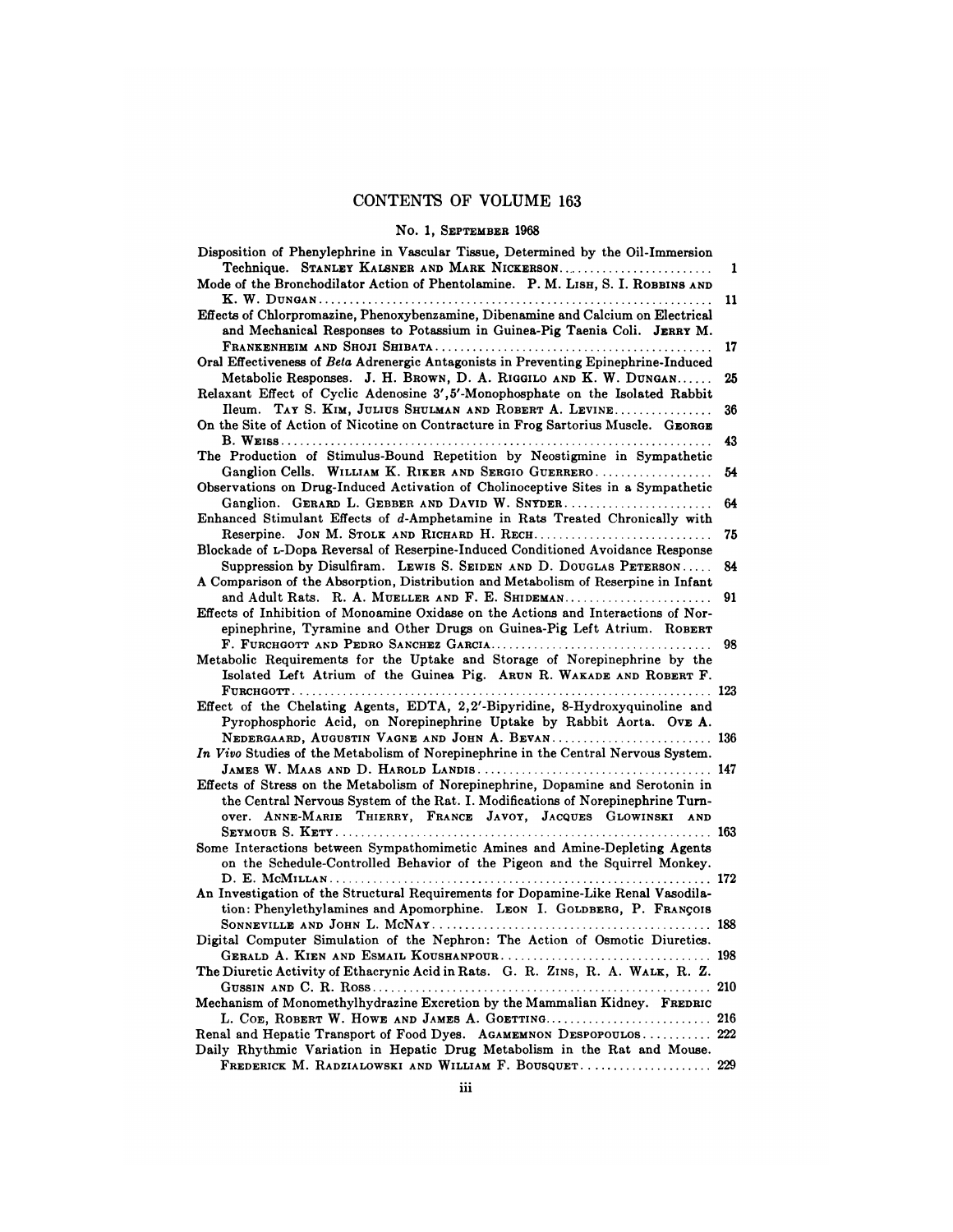# CONTENTS OF VOLUME 163

## No. 1, September 1968

Disposition of Phenylephrine in Vascular Tissue, Determined by the Oil-Immersion Technique. Stanley Kalsner and Mark Nickerson ..... 1

Mode of the Bronchodilator Action of Phentolamine. P. M. Lish, S. I. Robbins and K. W. Dungan ..... 11

Effects of Chlorpromazine, Phenoxybenzamine, Dibenamine and Calcium on Electrical and Mechanical Responses to Potassium in Guinea-Pig Taenia Coli. Jerry M. Frankenheim and Shoji Shibata ..... 17

Oral Effectiveness of *Beta* Adrenergic Antagonists in Preventing Epinephrine-Induced Metabolic Responses. J. H. Brown, D. A. Riggilo and K. W. Dungan ..... 25

Relaxant Effect of Cyclic Adenosine 3′,5′-Monophosphate on the Isolated Rabbit Ileum. Tay S. Kim, Julius Shulman and Robert A. Levine ..... 36

On the Site of Action of Nicotine on Contracture in Frog Sartorius Muscle. George B. Weiss ..... 43

The Production of Stimulus-Bound Repetition by Neostigmine in Sympathetic Ganglion Cells. William K. Riker and Sergio Guerrero ..... 54

Observations on Drug-Induced Activation of Cholinoceptive Sites in a Sympathetic Ganglion. Gerard L. Gebber and David W. Snyder ..... 64

Enhanced Stimulant Effects of *d*-Amphetamine in Rats Treated Chronically with Reserpine. Jon M. Stolk and Richard H. Rech ..... 75

Blockade of L-Dopa Reversal of Reserpine-Induced Conditioned Avoidance Response Suppression by Disulfiram. Lewis S. Seiden and D. Douglas Peterson ..... 84

A Comparison of the Absorption, Distribution and Metabolism of Reserpine in Infant and Adult Rats. R. A. Mueller and F. E. Shideman ..... 91

Effects of Inhibition of Monoamine Oxidase on the Actions and Interactions of Norepinephrine, Tyramine and Other Drugs on Guinea-Pig Left Atrium. Robert F. Furchgott and Pedro Sanchez Garcia ..... 98

Metabolic Requirements for the Uptake and Storage of Norepinephrine by the Isolated Left Atrium of the Guinea Pig. Arun R. Wakade and Robert F. Furchgott ..... 123

Effect of the Chelating Agents, EDTA, 2,2′-Bipyridine, 8-Hydroxyquinoline and Pyrophosphoric Acid, on Norepinephrine Uptake by Rabbit Aorta. Ove A. Nedergaard, Augustin Vagne and John A. Bevan ..... 136

*In Vivo* Studies of the Metabolism of Norepinephrine in the Central Nervous System. James W. Maas and D. Harold Landis ..... 147

Effects of Stress on the Metabolism of Norepinephrine, Dopamine and Serotonin in the Central Nervous System of the Rat. I. Modifications of Norepinephrine Turnover. Anne-Marie Thierry, France Javoy, Jacques Glowinski and Seymour S. Kety ..... 163

Some Interactions between Sympathomimetic Amines and Amine-Depleting Agents on the Schedule-Controlled Behavior of the Pigeon and the Squirrel Monkey. D. E. McMillan ..... 172

An Investigation of the Structural Requirements for Dopamine-Like Renal Vasodilation: Phenylethylamines and Apomorphine. Leon I. Goldberg, P. François Sonneville and John L. McNay ..... 188

Digital Computer Simulation of the Nephron: The Action of Osmotic Diuretics. Gerald A. Kien and Esmail Koushanpour ..... 198

The Diuretic Activity of Ethacrynic Acid in Rats. G. R. Zins, R. A. Walk, R. Z. Gussin and C. R. Ross ..... 210

Mechanism of Monomethylhydrazine Excretion by the Mammalian Kidney. Fredric L. Coe, Robert W. Howe and James A. Goetting ..... 216

Renal and Hepatic Transport of Food Dyes. Agamemnon Despopoulos ..... 222

Daily Rhythmic Variation in Hepatic Drug Metabolism in the Rat and Mouse. Frederick M. Radzialowski and William F. Bousquet ..... 229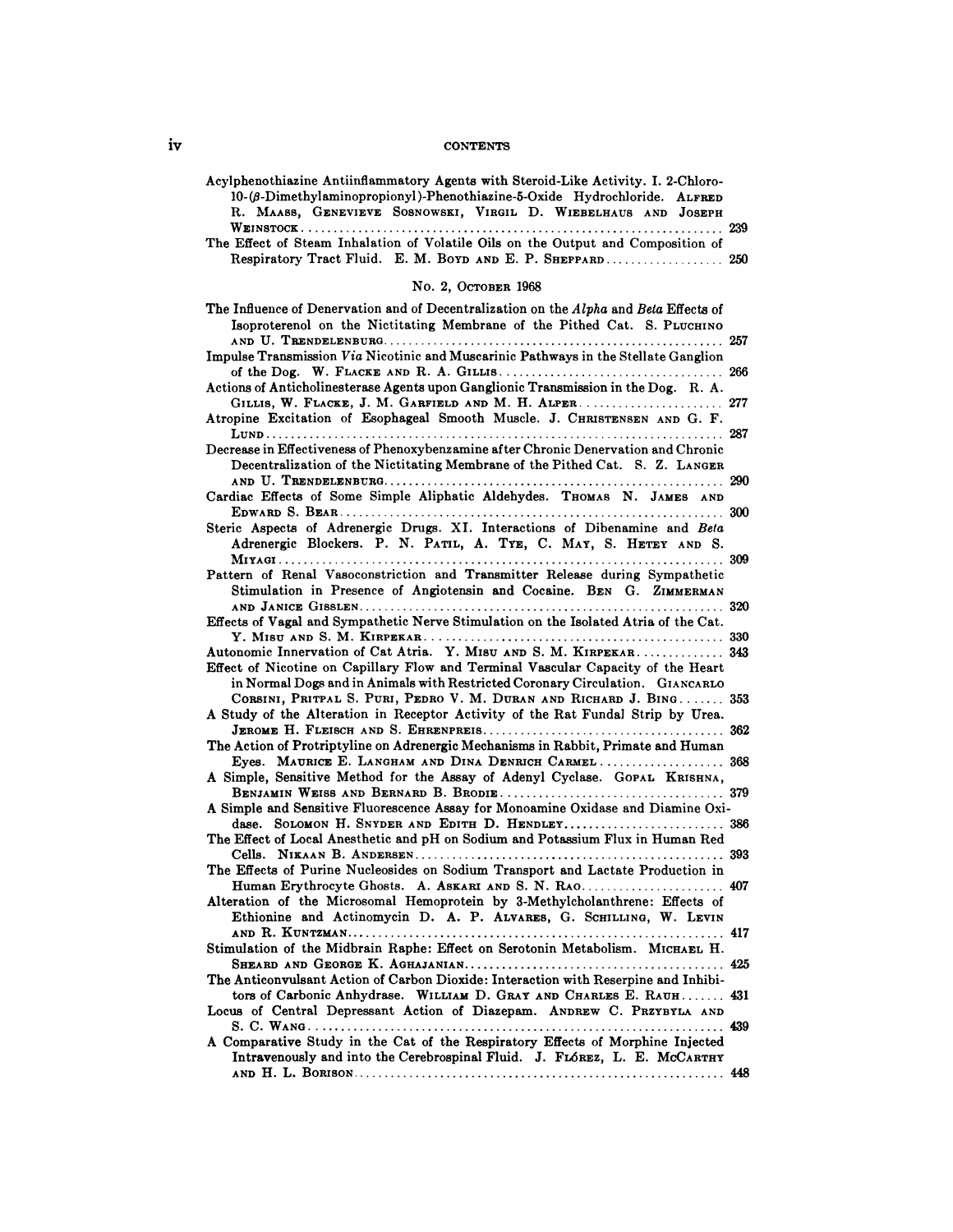Acylphenothiazine Antiinflammatory Agents with Steroid-Like Activity. I. 2-Chloro-10-(β-Dimethylaminopropionyl)-Phenothiazine-5-Oxide Hydrochloride. ALFRED R. MAASS, GENEVIEVE SOSNOWSKI, VIRGIL D. WIEBELHAUS AND JOSEPH WEINSTOCK .... 239

The Effect of Steam Inhalation of Volatile Oils on the Output and Composition of Respiratory Tract Fluid. E. M. BOYD AND E. P. SHEPPARD .... 250

## No. 2, October 1968

The Influence of Denervation and of Decentralization on the *Alpha* and *Beta* Effects of Isoproterenol on the Nictitating Membrane of the Pithed Cat. S. PLUCHINO AND U. TRENDELENBURG .... 257

Impulse Transmission *Via* Nicotinic and Muscarinic Pathways in the Stellate Ganglion of the Dog. W. FLACKE AND R. A. GILLIS .... 266

Actions of Anticholinesterase Agents upon Ganglionic Transmission in the Dog. R. A. GILLIS, W. FLACKE, J. M. GARFIELD AND M. H. ALPER .... 277

Atropine Excitation of Esophageal Smooth Muscle. J. CHRISTENSEN AND G. F. LUND .... 287

Decrease in Effectiveness of Phenoxybenzamine after Chronic Denervation and Chronic Decentralization of the Nictitating Membrane of the Pithed Cat. S. Z. LANGER AND U. TRENDELENBURG .... 290

Cardiac Effects of Some Simple Aliphatic Aldehydes. THOMAS N. JAMES AND EDWARD S. BEAR .... 300

Steric Aspects of Adrenergic Drugs. XI. Interactions of Dibenamine and *Beta* Adrenergic Blockers. P. N. PATIL, A. TYE, C. MAY, S. HETEY AND S. MIYAGI .... 309

Pattern of Renal Vasoconstriction and Transmitter Release during Sympathetic Stimulation in Presence of Angiotensin and Cocaine. BEN G. ZIMMERMAN AND JANICE GISSLEN .... 320

Effects of Vagal and Sympathetic Nerve Stimulation on the Isolated Atria of the Cat. Y. MISU AND S. M. KIRPEKAR .... 330

Autonomic Innervation of Cat Atria. Y. MISU AND S. M. KIRPEKAR .... 343

Effect of Nicotine on Capillary Flow and Terminal Vascular Capacity of the Heart in Normal Dogs and in Animals with Restricted Coronary Circulation. GIANCARLO CORSINI, PRITPAL S. PURI, PEDRO V. M. DURAN AND RICHARD J. BING .... 353

A Study of the Alteration in Receptor Activity of the Rat Fundal Strip by Urea. JEROME H. FLEISCH AND S. EHRENPREIS .... 362

The Action of Protriptyline on Adrenergic Mechanisms in Rabbit, Primate and Human Eyes. MAURICE E. LANGHAM AND DINA DENRICH CARMEL .... 368

A Simple, Sensitive Method for the Assay of Adenyl Cyclase. GOPAL KRISHNA, BENJAMIN WEISS AND BERNARD B. BRODIE .... 379

A Simple and Sensitive Fluorescence Assay for Monoamine Oxidase and Diamine Oxidase. SOLOMON H. SNYDER AND EDITH D. HENDLEY .... 386

The Effect of Local Anesthetic and pH on Sodium and Potassium Flux in Human Red Cells. NIKAAN B. ANDERSEN .... 393

The Effects of Purine Nucleosides on Sodium Transport and Lactate Production in Human Erythrocyte Ghosts. A. ASKARI AND S. N. RAO .... 407

Alteration of the Microsomal Hemoprotein by 3-Methylcholanthrene: Effects of Ethionine and Actinomycin D. A. P. ALVARES, G. SCHILLING, W. LEVIN AND R. KUNTZMAN .... 417

Stimulation of the Midbrain Raphe: Effect on Serotonin Metabolism. MICHAEL H. SHEARD AND GEORGE K. AGHAJANIAN .... 425

The Anticonvulsant Action of Carbon Dioxide: Interaction with Reserpine and Inhibitors of Carbonic Anhydrase. WILLIAM D. GRAY AND CHARLES E. RAUH .... 431

Locus of Central Depressant Action of Diazepam. ANDREW C. PRZYBYLA AND S. C. WANG .... 439

A Comparative Study in the Cat of the Respiratory Effects of Morphine Injected Intravenously and into the Cerebrospinal Fluid. J. FLÓREZ, L. E. MCCARTHY AND H. L. BORISON .... 448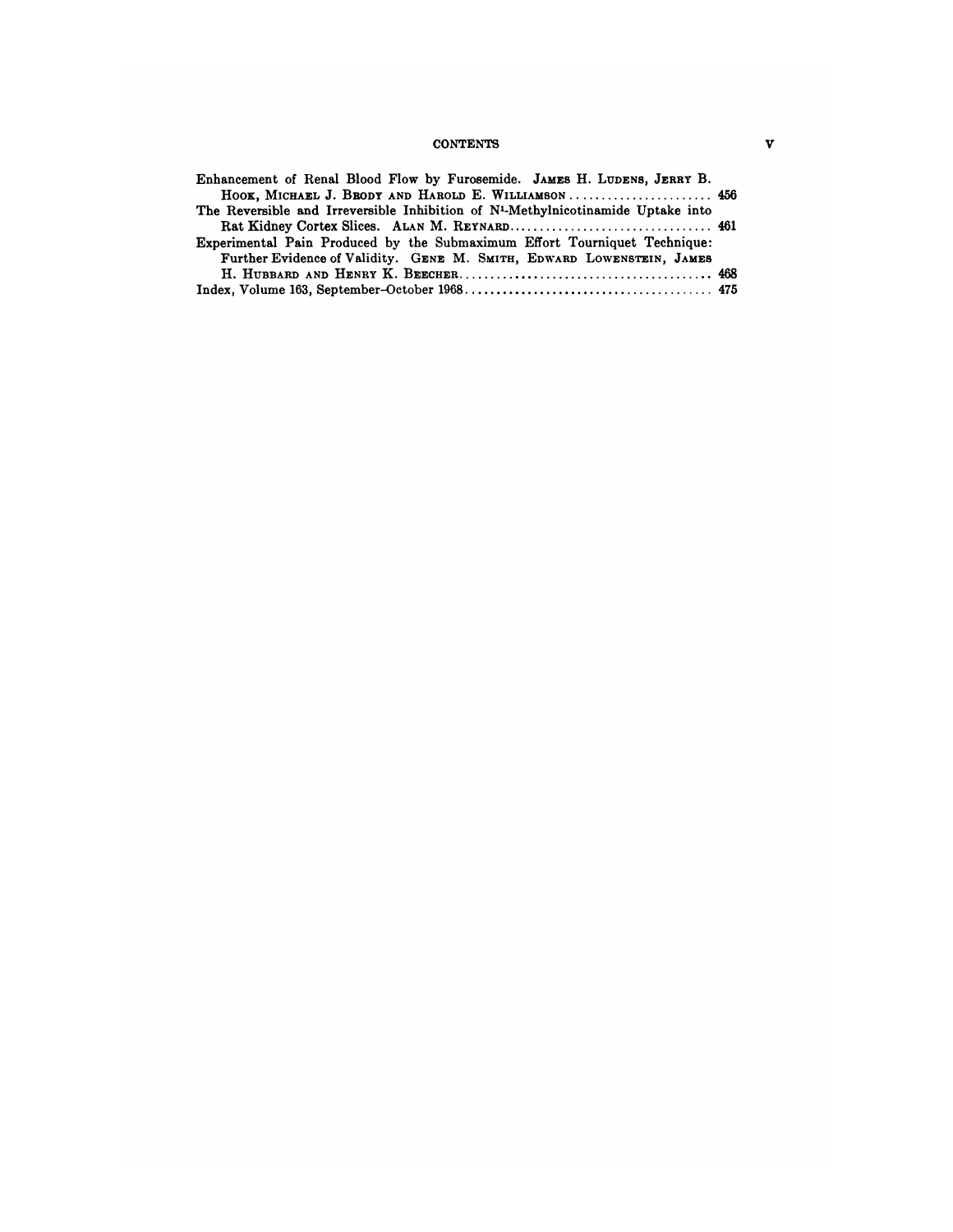Enhancement of Renal Blood Flow by Furosemide. JAMES H. LUDENS, JERRY B. HOOK, MICHAEL J. BRODY AND HAROLD E. WILLIAMSON ........................ 456

The Reversible and Irreversible Inhibition of N[1]-Methylnicotinamide Uptake into Rat Kidney Cortex Slices. ALAN M. REYNARD ................................ 461

Experimental Pain Produced by the Submaximum Effort Tourniquet Technique: Further Evidence of Validity. GENE M. SMITH, EDWARD LOWENSTEIN, JAMES H. HUBBARD AND HENRY K. BEECHER ........................................ 468

Index, Volume 163, September–October 1968 ........................................ 475